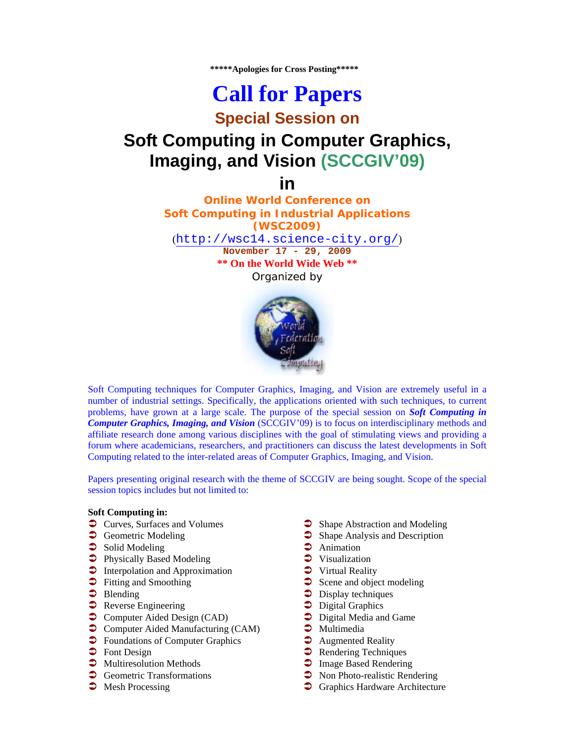**\*\*\*\*\*Apologies for Cross Posting\*\*\*\*\***

# Call for Papers

## Special Session on

# Soft Computing in Computer Graphics, Imaging, and Vision (SCCGIV'09)

## in

### Online World Conference on Soft Computing in Industrial Applications (WSC2009)

(http://wsc14.science-city.org/)

**November 17 - 29, 2009**

**\*\* On the World Wide Web \*\***

Organized by

Soft Computing techniques for Computer Graphics, Imaging, and Vision are extremely useful in a number of industrial settings. Specifically, the applications oriented with such techniques, to current problems, have grown at a large scale. The purpose of the special session on ***Soft Computing in Computer Graphics, Imaging, and Vision*** (SCCGIV'09) is to focus on interdisciplinary methods and affiliate research done among various disciplines with the goal of stimulating views and providing a forum where academicians, researchers, and practitioners can discuss the latest developments in Soft Computing related to the inter-related areas of Computer Graphics, Imaging, and Vision.

Papers presenting original research with the theme of SCCGIV are being sought. Scope of the special session topics includes but not limited to:

**Soft Computing in:**

- Curves, Surfaces and Volumes
- Geometric Modeling
- Solid Modeling
- Physically Based Modeling
- Interpolation and Approximation
- Fitting and Smoothing
- Blending
- Reverse Engineering
- Computer Aided Design (CAD)
- Computer Aided Manufacturing (CAM)
- Foundations of Computer Graphics
- Font Design
- Multiresolution Methods
- Geometric Transformations
- Mesh Processing
- Shape Abstraction and Modeling
- Shape Analysis and Description
- Animation
- Visualization
- Virtual Reality
- Scene and object modeling
- Display techniques
- Digital Graphics
- Digital Media and Game
- Multimedia
- Augmented Reality
- Rendering Techniques
- Image Based Rendering
- Non Photo-realistic Rendering
- Graphics Hardware Architecture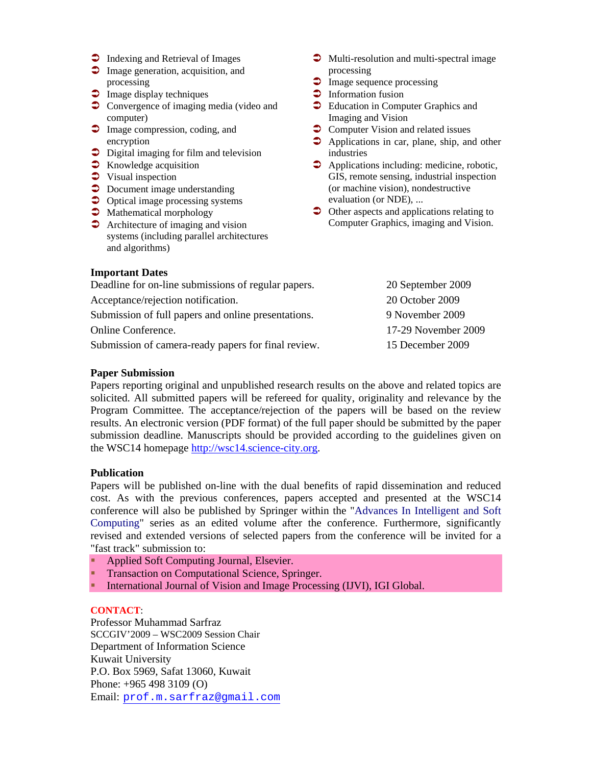- Indexing and Retrieval of Images
- Image generation, acquisition, and processing
- Image display techniques
- Convergence of imaging media (video and computer)
- Image compression, coding, and encryption
- Digital imaging for film and television
- Knowledge acquisition
- Visual inspection
- Document image understanding
- Optical image processing systems
- Mathematical morphology
- Architecture of imaging and vision systems (including parallel architectures and algorithms)
- Multi-resolution and multi-spectral image processing
- Image sequence processing
- Information fusion
- Education in Computer Graphics and Imaging and Vision
- Computer Vision and related issues
- Applications in car, plane, ship, and other industries
- Applications including: medicine, robotic, GIS, remote sensing, industrial inspection (or machine vision), nondestructive evaluation (or NDE), ...
- Other aspects and applications relating to Computer Graphics, imaging and Vision.

**Important Dates**

| | |
|---|---|
| Deadline for on-line submissions of regular papers. | 20 September 2009 |
| Acceptance/rejection notification. | 20 October 2009 |
| Submission of full papers and online presentations. | 9 November 2009 |
| Online Conference. | 17-29 November 2009 |
| Submission of camera-ready papers for final review. | 15 December 2009 |

**Paper Submission**

Papers reporting original and unpublished research results on the above and related topics are solicited. All submitted papers will be refereed for quality, originality and relevance by the Program Committee. The acceptance/rejection of the papers will be based on the review results. An electronic version (PDF format) of the full paper should be submitted by the paper submission deadline. Manuscripts should be provided according to the guidelines given on the WSC14 homepage http://wsc14.science-city.org.

**Publication**

Papers will be published on-line with the dual benefits of rapid dissemination and reduced cost. As with the previous conferences, papers accepted and presented at the WSC14 conference will also be published by Springer within the "Advances In Intelligent and Soft Computing" series as an edited volume after the conference. Furthermore, significantly revised and extended versions of selected papers from the conference will be invited for a "fast track" submission to:

- Applied Soft Computing Journal, Elsevier.
- Transaction on Computational Science, Springer.
- International Journal of Vision and Image Processing (IJVI), IGI Global.

**CONTACT**:

Professor Muhammad Sarfraz
SCCGIV'2009 – WSC2009 Session Chair
Department of Information Science
Kuwait University
P.O. Box 5969, Safat 13060, Kuwait
Phone: +965 498 3109 (O)
Email: prof.m.sarfraz@gmail.com